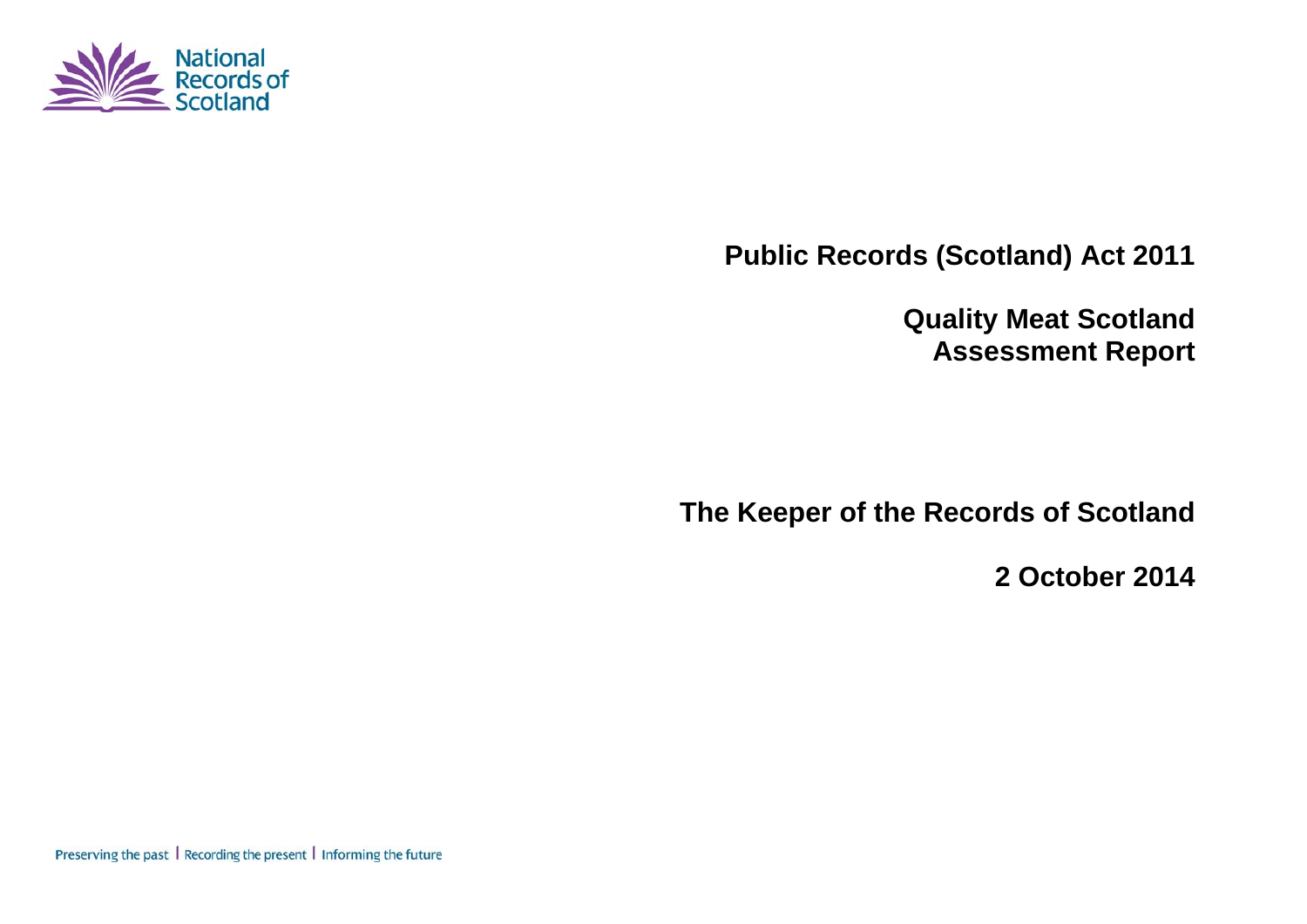National Records of Scotland

# Public Records (Scotland) Act 2011

# Quality Meat Scotland Assessment Report

## The Keeper of the Records of Scotland

## 2 October 2014

Preserving the past | Recording the present | Informing the future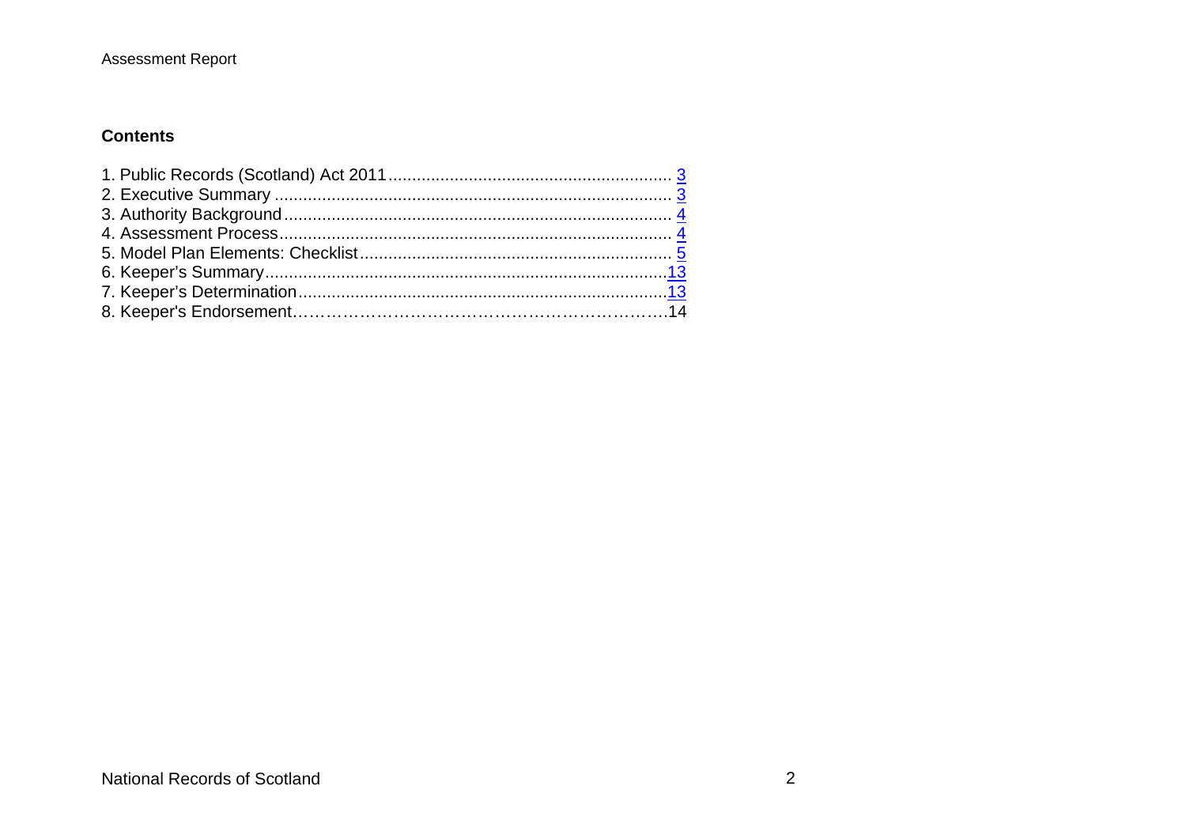## Contents

1. Public Records (Scotland) Act 2011 ........................................................... 3
2. Executive Summary ................................................................................... 3
3. Authority Background ................................................................................ 4
4. Assessment Process ................................................................................. 4
5. Model Plan Elements: Checklist ................................................................ 5
6. Keeper's Summary .................................................................................... 13
7. Keeper's Determination ............................................................................ 13
8. Keeper's Endorsement………………………………………………………….14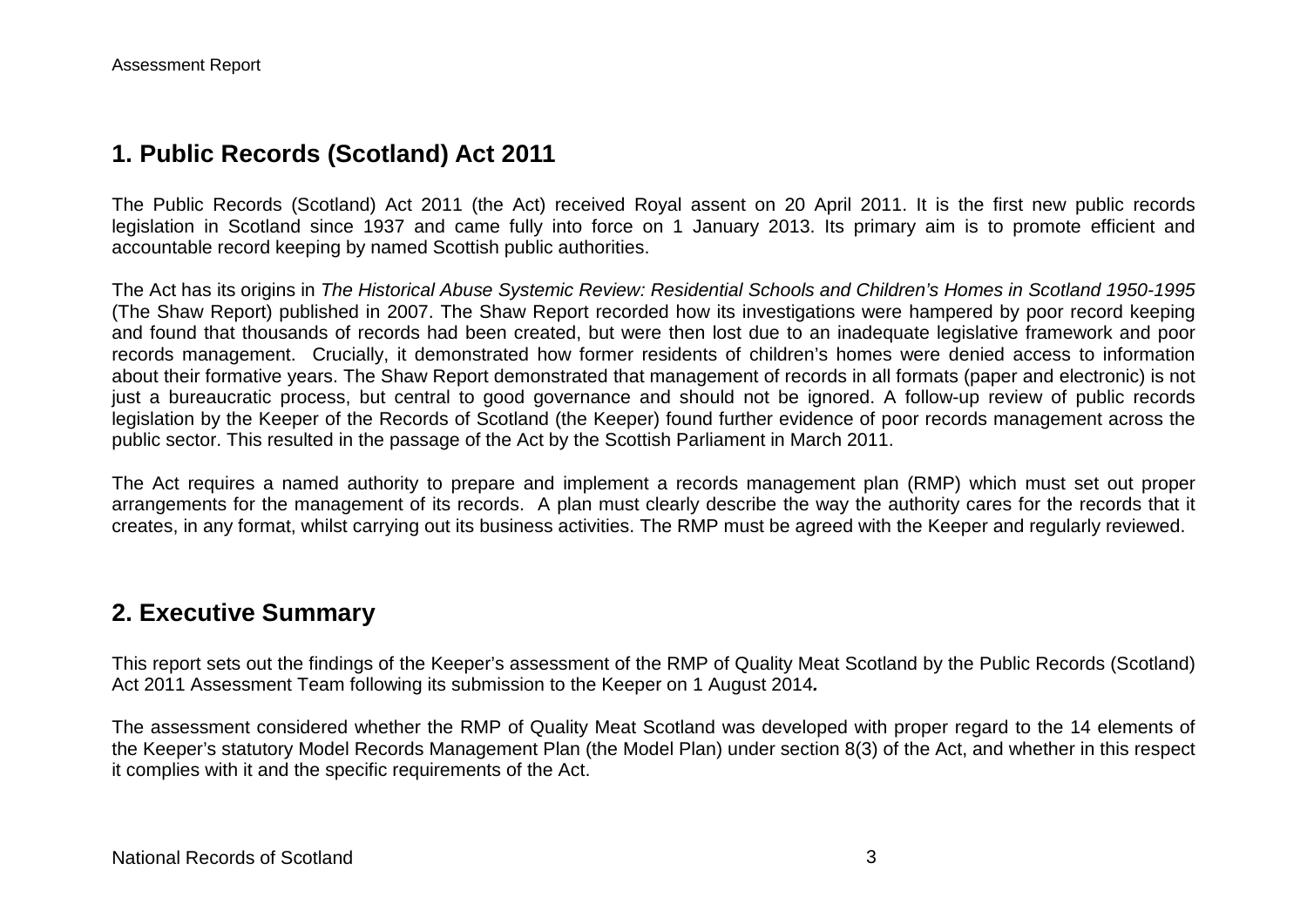## 1. Public Records (Scotland) Act 2011

The Public Records (Scotland) Act 2011 (the Act) received Royal assent on 20 April 2011. It is the first new public records legislation in Scotland since 1937 and came fully into force on 1 January 2013. Its primary aim is to promote efficient and accountable record keeping by named Scottish public authorities.

The Act has its origins in *The Historical Abuse Systemic Review: Residential Schools and Children's Homes in Scotland 1950-1995* (The Shaw Report) published in 2007. The Shaw Report recorded how its investigations were hampered by poor record keeping and found that thousands of records had been created, but were then lost due to an inadequate legislative framework and poor records management. Crucially, it demonstrated how former residents of children's homes were denied access to information about their formative years. The Shaw Report demonstrated that management of records in all formats (paper and electronic) is not just a bureaucratic process, but central to good governance and should not be ignored. A follow-up review of public records legislation by the Keeper of the Records of Scotland (the Keeper) found further evidence of poor records management across the public sector. This resulted in the passage of the Act by the Scottish Parliament in March 2011.

The Act requires a named authority to prepare and implement a records management plan (RMP) which must set out proper arrangements for the management of its records. A plan must clearly describe the way the authority cares for the records that it creates, in any format, whilst carrying out its business activities. The RMP must be agreed with the Keeper and regularly reviewed.

## 2. Executive Summary

This report sets out the findings of the Keeper's assessment of the RMP of Quality Meat Scotland by the Public Records (Scotland) Act 2011 Assessment Team following its submission to the Keeper on 1 August 2014***.***

The assessment considered whether the RMP of Quality Meat Scotland was developed with proper regard to the 14 elements of the Keeper's statutory Model Records Management Plan (the Model Plan) under section 8(3) of the Act, and whether in this respect it complies with it and the specific requirements of the Act.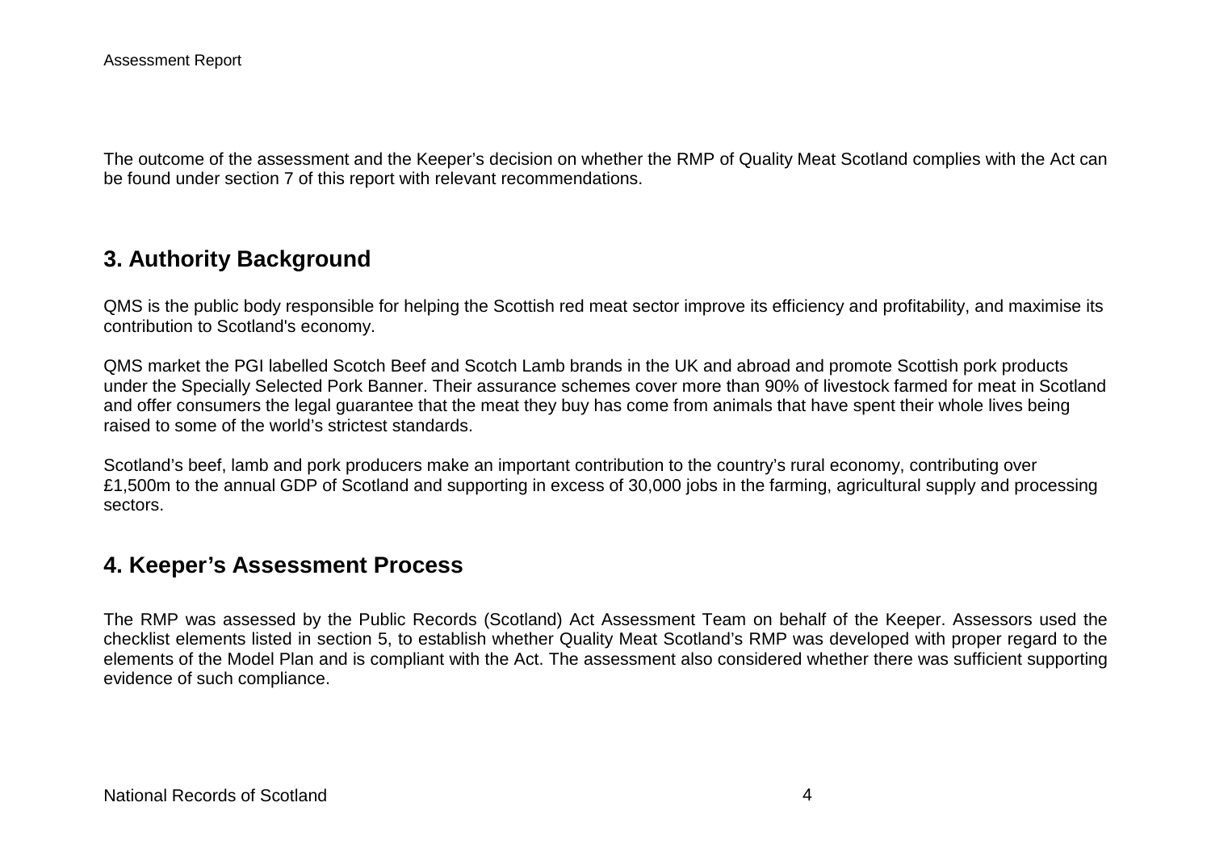The outcome of the assessment and the Keeper's decision on whether the RMP of Quality Meat Scotland complies with the Act can be found under section 7 of this report with relevant recommendations.

## 3. Authority Background

QMS is the public body responsible for helping the Scottish red meat sector improve its efficiency and profitability, and maximise its contribution to Scotland's economy.

QMS market the PGI labelled Scotch Beef and Scotch Lamb brands in the UK and abroad and promote Scottish pork products under the Specially Selected Pork Banner. Their assurance schemes cover more than 90% of livestock farmed for meat in Scotland and offer consumers the legal guarantee that the meat they buy has come from animals that have spent their whole lives being raised to some of the world's strictest standards.

Scotland's beef, lamb and pork producers make an important contribution to the country's rural economy, contributing over £1,500m to the annual GDP of Scotland and supporting in excess of 30,000 jobs in the farming, agricultural supply and processing sectors.

## 4. Keeper's Assessment Process

The RMP was assessed by the Public Records (Scotland) Act Assessment Team on behalf of the Keeper. Assessors used the checklist elements listed in section 5, to establish whether Quality Meat Scotland's RMP was developed with proper regard to the elements of the Model Plan and is compliant with the Act. The assessment also considered whether there was sufficient supporting evidence of such compliance.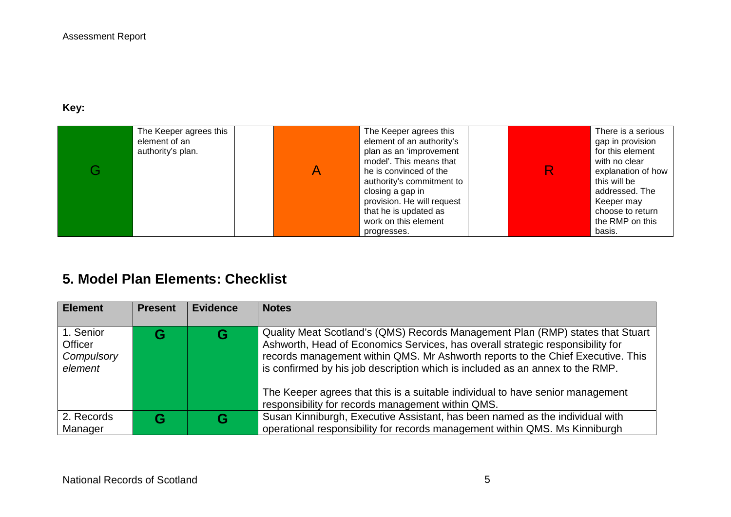**Key:**

| G | The Keeper agrees this element of an authority's plan. | | A | The Keeper agrees this element of an authority's plan as an 'improvement model'. This means that he is convinced of the authority's commitment to closing a gap in provision. He will request that he is updated as work on this element progresses. | | R | There is a serious gap in provision for this element with no clear explanation of how this will be addressed. The Keeper may choose to return the RMP on this basis. |
|---|---|---|---|---|---|---|---|

## 5. Model Plan Elements: Checklist

| Element | Present | Evidence | Notes |
|---|---|---|---|
| 1. Senior Officer *Compulsory element* | **G** | **G** | Quality Meat Scotland's (QMS) Records Management Plan (RMP) states that Stuart Ashworth, Head of Economics Services, has overall strategic responsibility for records management within QMS. Mr Ashworth reports to the Chief Executive. This is confirmed by his job description which is included as an annex to the RMP.<br><br>The Keeper agrees that this is a suitable individual to have senior management responsibility for records management within QMS. |
| 2. Records Manager | **G** | **G** | Susan Kinniburgh, Executive Assistant, has been named as the individual with operational responsibility for records management within QMS. Ms Kinniburgh |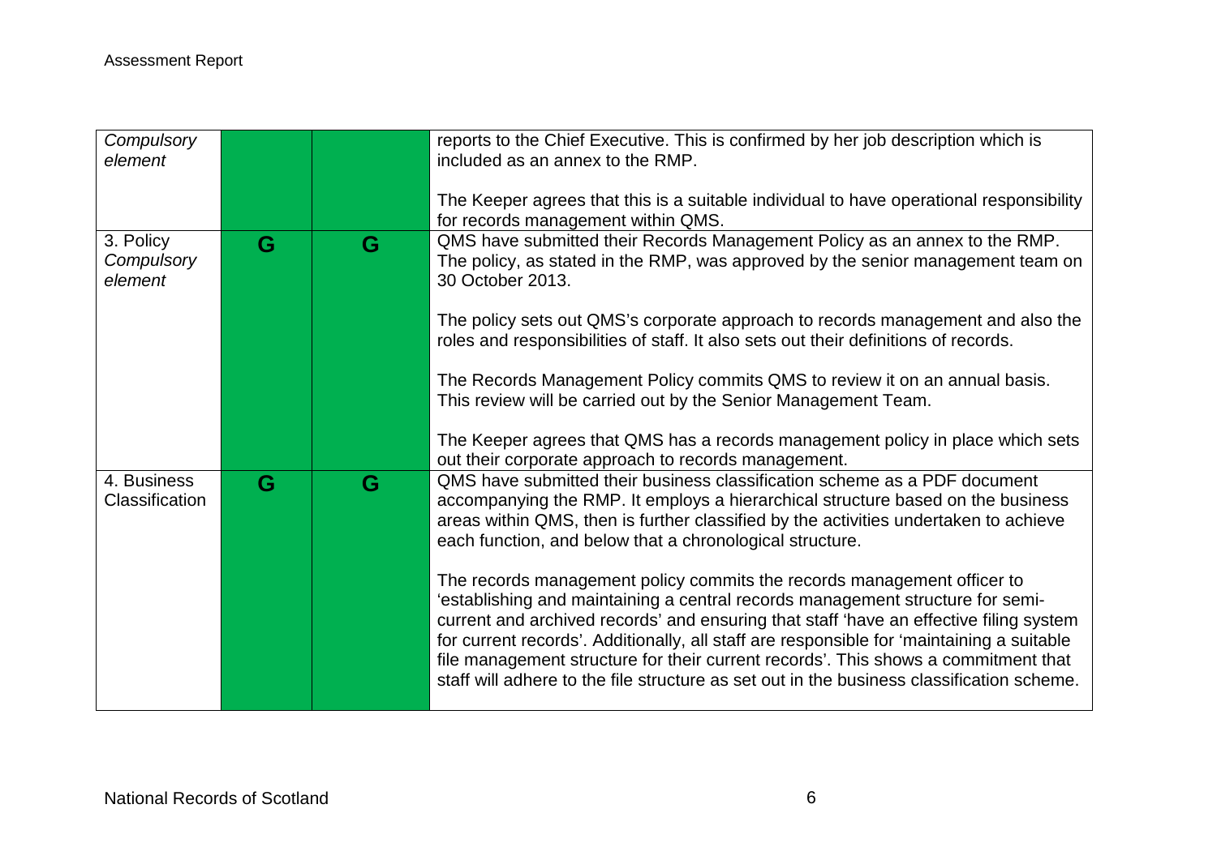| | | | |
|---|---|---|---|
| *Compulsory element* | | | reports to the Chief Executive. This is confirmed by her job description which is included as an annex to the RMP.<br><br>The Keeper agrees that this is a suitable individual to have operational responsibility for records management within QMS. |
| 3. Policy *Compulsory element* | **G** | **G** | QMS have submitted their Records Management Policy as an annex to the RMP. The policy, as stated in the RMP, was approved by the senior management team on 30 October 2013.<br><br>The policy sets out QMS's corporate approach to records management and also the roles and responsibilities of staff. It also sets out their definitions of records.<br><br>The Records Management Policy commits QMS to review it on an annual basis. This review will be carried out by the Senior Management Team.<br><br>The Keeper agrees that QMS has a records management policy in place which sets out their corporate approach to records management. |
| 4. Business Classification | **G** | **G** | QMS have submitted their business classification scheme as a PDF document accompanying the RMP. It employs a hierarchical structure based on the business areas within QMS, then is further classified by the activities undertaken to achieve each function, and below that a chronological structure.<br><br>The records management policy commits the records management officer to 'establishing and maintaining a central records management structure for semi-current and archived records' and ensuring that staff 'have an effective filing system for current records'. Additionally, all staff are responsible for 'maintaining a suitable file management structure for their current records'. This shows a commitment that staff will adhere to the file structure as set out in the business classification scheme. |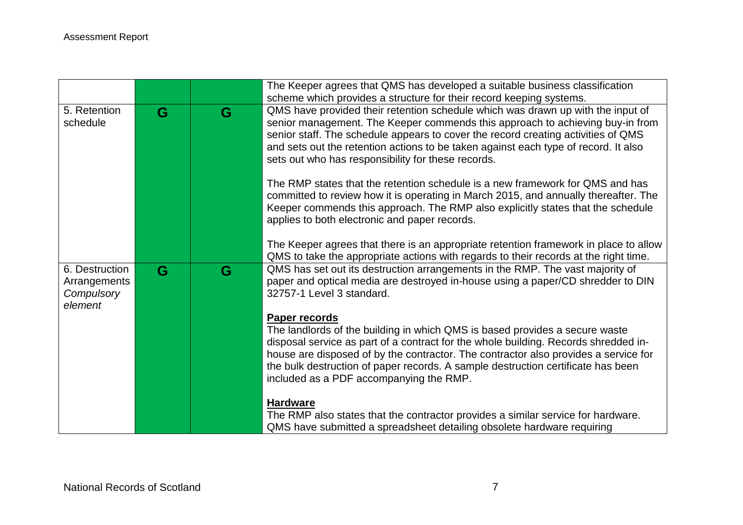| | | | |
|---|---|---|---|
| | | | The Keeper agrees that QMS has developed a suitable business classification scheme which provides a structure for their record keeping systems. |
| 5. Retention schedule | G | G | QMS have provided their retention schedule which was drawn up with the input of senior management. The Keeper commends this approach to achieving buy-in from senior staff. The schedule appears to cover the record creating activities of QMS and sets out the retention actions to be taken against each type of record. It also sets out who has responsibility for these records.<br><br>The RMP states that the retention schedule is a new framework for QMS and has committed to review how it is operating in March 2015, and annually thereafter. The Keeper commends this approach. The RMP also explicitly states that the schedule applies to both electronic and paper records.<br><br>The Keeper agrees that there is an appropriate retention framework in place to allow QMS to take the appropriate actions with regards to their records at the right time. |
| 6. Destruction Arrangements *Compulsory element* | G | G | QMS has set out its destruction arrangements in the RMP. The vast majority of paper and optical media are destroyed in-house using a paper/CD shredder to DIN 32757-1 Level 3 standard.<br><br>**<u>Paper records</u>**<br>The landlords of the building in which QMS is based provides a secure waste disposal service as part of a contract for the whole building. Records shredded in-house are disposed of by the contractor. The contractor also provides a service for the bulk destruction of paper records. A sample destruction certificate has been included as a PDF accompanying the RMP.<br><br>**<u>Hardware</u>**<br>The RMP also states that the contractor provides a similar service for hardware. QMS have submitted a spreadsheet detailing obsolete hardware requiring |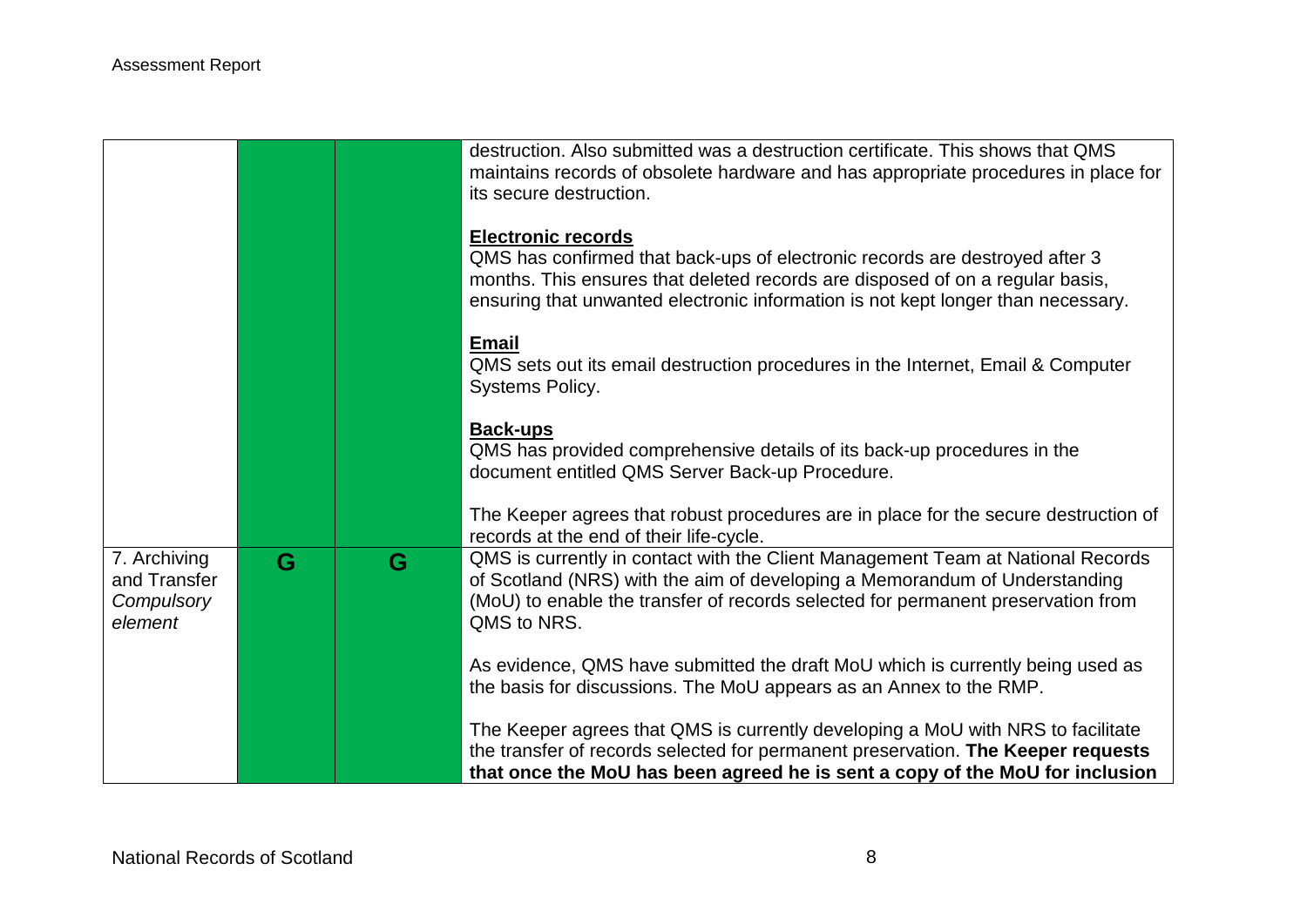| | | | |
|---|---|---|---|
| | | | destruction. Also submitted was a destruction certificate. This shows that QMS maintains records of obsolete hardware and has appropriate procedures in place for its secure destruction.<br><br>**Electronic records**<br>QMS has confirmed that back-ups of electronic records are destroyed after 3 months. This ensures that deleted records are disposed of on a regular basis, ensuring that unwanted electronic information is not kept longer than necessary.<br><br>**Email**<br>QMS sets out its email destruction procedures in the Internet, Email & Computer Systems Policy.<br><br>**Back-ups**<br>QMS has provided comprehensive details of its back-up procedures in the document entitled QMS Server Back-up Procedure.<br><br>The Keeper agrees that robust procedures are in place for the secure destruction of records at the end of their life-cycle. |
| 7. Archiving and Transfer *Compulsory element* | G | G | QMS is currently in contact with the Client Management Team at National Records of Scotland (NRS) with the aim of developing a Memorandum of Understanding (MoU) to enable the transfer of records selected for permanent preservation from QMS to NRS.<br><br>As evidence, QMS have submitted the draft MoU which is currently being used as the basis for discussions. The MoU appears as an Annex to the RMP.<br><br>The Keeper agrees that QMS is currently developing a MoU with NRS to facilitate the transfer of records selected for permanent preservation. **The Keeper requests that once the MoU has been agreed he is sent a copy of the MoU for inclusion** |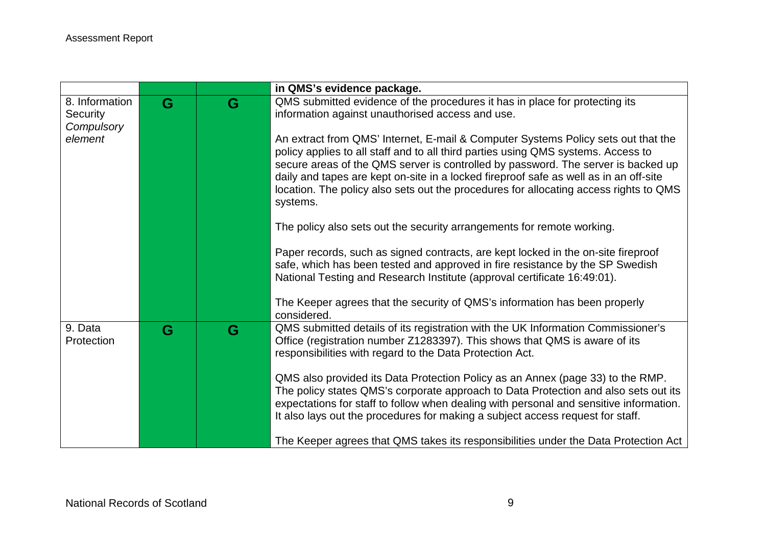| | | | |
|---|---|---|---|
| | | | **in QMS's evidence package.** |
| 8. Information Security *Compulsory element* | G | G | QMS submitted evidence of the procedures it has in place for protecting its information against unauthorised access and use.<br><br>An extract from QMS' Internet, E-mail & Computer Systems Policy sets out that the policy applies to all staff and to all third parties using QMS systems. Access to secure areas of the QMS server is controlled by password. The server is backed up daily and tapes are kept on-site in a locked fireproof safe as well as in an off-site location. The policy also sets out the procedures for allocating access rights to QMS systems.<br><br>The policy also sets out the security arrangements for remote working.<br><br>Paper records, such as signed contracts, are kept locked in the on-site fireproof safe, which has been tested and approved in fire resistance by the SP Swedish National Testing and Research Institute (approval certificate 16:49:01).<br><br>The Keeper agrees that the security of QMS's information has been properly considered. |
| 9. Data Protection | G | G | QMS submitted details of its registration with the UK Information Commissioner's Office (registration number Z1283397). This shows that QMS is aware of its responsibilities with regard to the Data Protection Act.<br><br>QMS also provided its Data Protection Policy as an Annex (page 33) to the RMP. The policy states QMS's corporate approach to Data Protection and also sets out its expectations for staff to follow when dealing with personal and sensitive information. It also lays out the procedures for making a subject access request for staff.<br><br>The Keeper agrees that QMS takes its responsibilities under the Data Protection Act |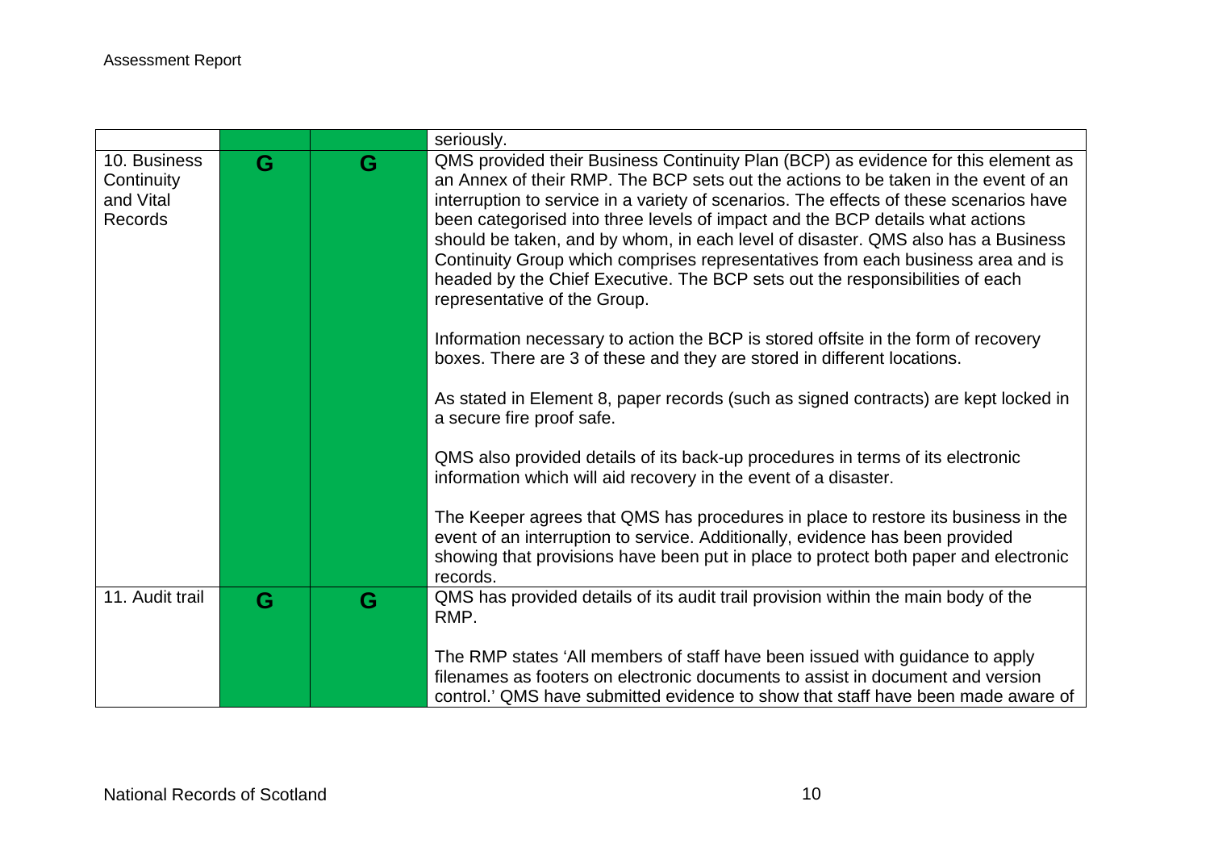| | | | |
|---|---|---|---|
| | | | seriously. |
| 10. Business Continuity and Vital Records | G | G | QMS provided their Business Continuity Plan (BCP) as evidence for this element as an Annex of their RMP. The BCP sets out the actions to be taken in the event of an interruption to service in a variety of scenarios. The effects of these scenarios have been categorised into three levels of impact and the BCP details what actions should be taken, and by whom, in each level of disaster. QMS also has a Business Continuity Group which comprises representatives from each business area and is headed by the Chief Executive. The BCP sets out the responsibilities of each representative of the Group.<br><br>Information necessary to action the BCP is stored offsite in the form of recovery boxes. There are 3 of these and they are stored in different locations.<br><br>As stated in Element 8, paper records (such as signed contracts) are kept locked in a secure fire proof safe.<br><br>QMS also provided details of its back-up procedures in terms of its electronic information which will aid recovery in the event of a disaster.<br><br>The Keeper agrees that QMS has procedures in place to restore its business in the event of an interruption to service. Additionally, evidence has been provided showing that provisions have been put in place to protect both paper and electronic records. |
| 11. Audit trail | G | G | QMS has provided details of its audit trail provision within the main body of the RMP.<br><br>The RMP states 'All members of staff have been issued with guidance to apply filenames as footers on electronic documents to assist in document and version control.' QMS have submitted evidence to show that staff have been made aware of |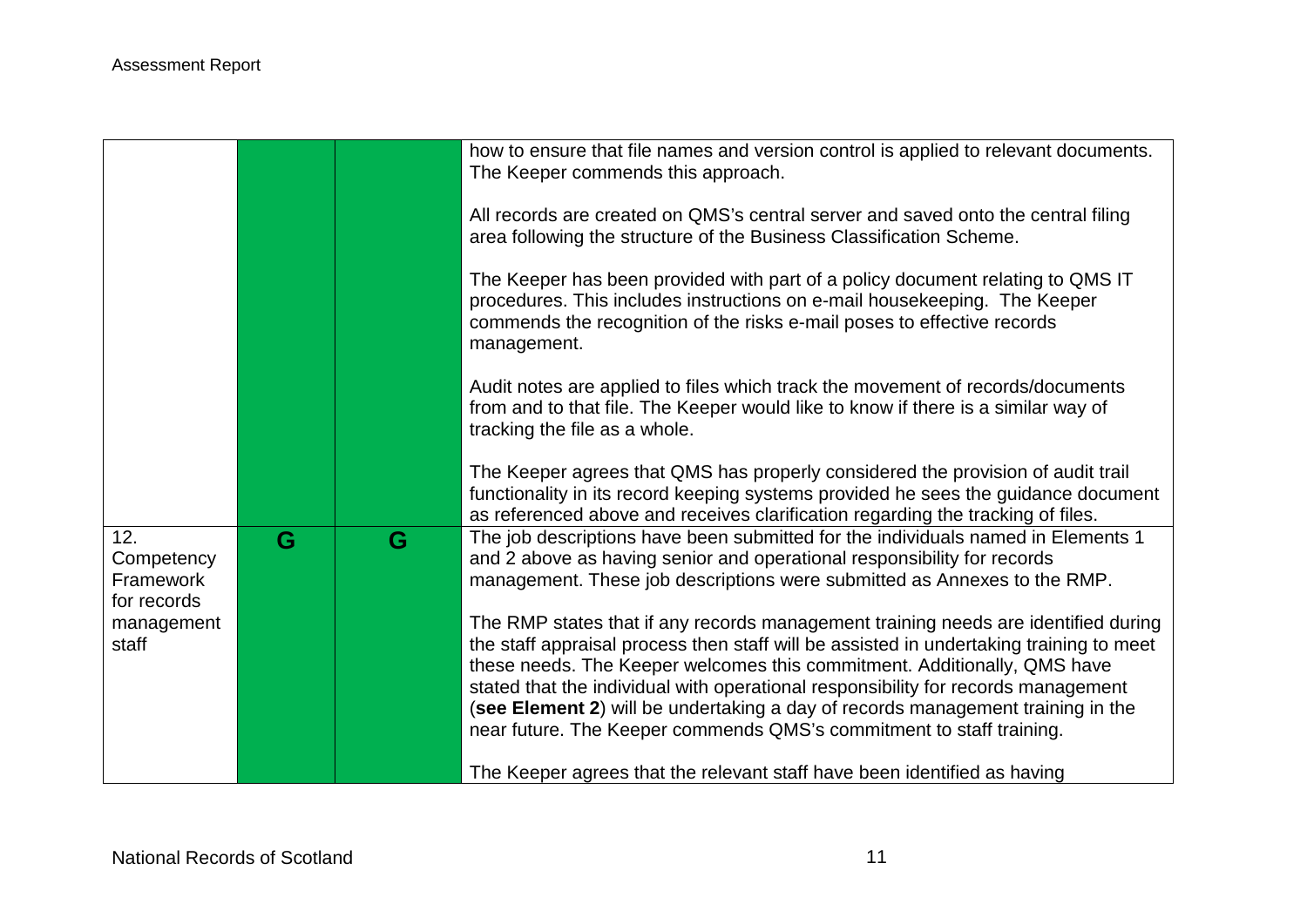| | | | |
|---|---|---|---|
| | | | how to ensure that file names and version control is applied to relevant documents. The Keeper commends this approach.<br><br>All records are created on QMS's central server and saved onto the central filing area following the structure of the Business Classification Scheme.<br><br>The Keeper has been provided with part of a policy document relating to QMS IT procedures. This includes instructions on e-mail housekeeping. The Keeper commends the recognition of the risks e-mail poses to effective records management.<br><br>Audit notes are applied to files which track the movement of records/documents from and to that file. The Keeper would like to know if there is a similar way of tracking the file as a whole.<br><br>The Keeper agrees that QMS has properly considered the provision of audit trail functionality in its record keeping systems provided he sees the guidance document as referenced above and receives clarification regarding the tracking of files. |
| 12. Competency Framework for records management staff | G | G | The job descriptions have been submitted for the individuals named in Elements 1 and 2 above as having senior and operational responsibility for records management. These job descriptions were submitted as Annexes to the RMP.<br><br>The RMP states that if any records management training needs are identified during the staff appraisal process then staff will be assisted in undertaking training to meet these needs. The Keeper welcomes this commitment. Additionally, QMS have stated that the individual with operational responsibility for records management (**see Element 2**) will be undertaking a day of records management training in the near future. The Keeper commends QMS's commitment to staff training.<br><br>The Keeper agrees that the relevant staff have been identified as having |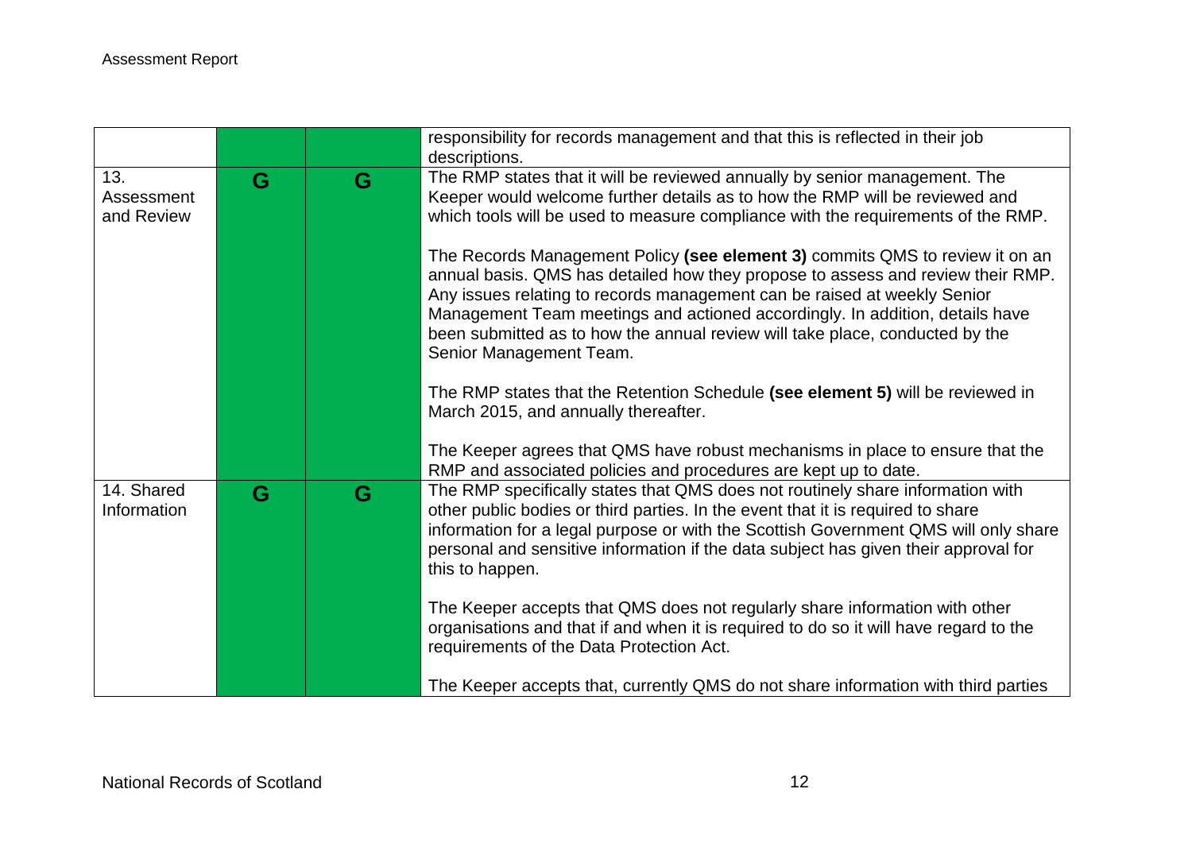| | | | |
|---|---|---|---|
| | | | responsibility for records management and that this is reflected in their job descriptions. |
| 13. Assessment and Review | G | G | The RMP states that it will be reviewed annually by senior management. The Keeper would welcome further details as to how the RMP will be reviewed and which tools will be used to measure compliance with the requirements of the RMP.<br><br>The Records Management Policy **(see element 3)** commits QMS to review it on an annual basis. QMS has detailed how they propose to assess and review their RMP. Any issues relating to records management can be raised at weekly Senior Management Team meetings and actioned accordingly. In addition, details have been submitted as to how the annual review will take place, conducted by the Senior Management Team.<br><br>The RMP states that the Retention Schedule **(see element 5)** will be reviewed in March 2015, and annually thereafter.<br><br>The Keeper agrees that QMS have robust mechanisms in place to ensure that the RMP and associated policies and procedures are kept up to date. |
| 14. Shared Information | G | G | The RMP specifically states that QMS does not routinely share information with other public bodies or third parties. In the event that it is required to share information for a legal purpose or with the Scottish Government QMS will only share personal and sensitive information if the data subject has given their approval for this to happen.<br><br>The Keeper accepts that QMS does not regularly share information with other organisations and that if and when it is required to do so it will have regard to the requirements of the Data Protection Act.<br><br>The Keeper accepts that, currently QMS do not share information with third parties |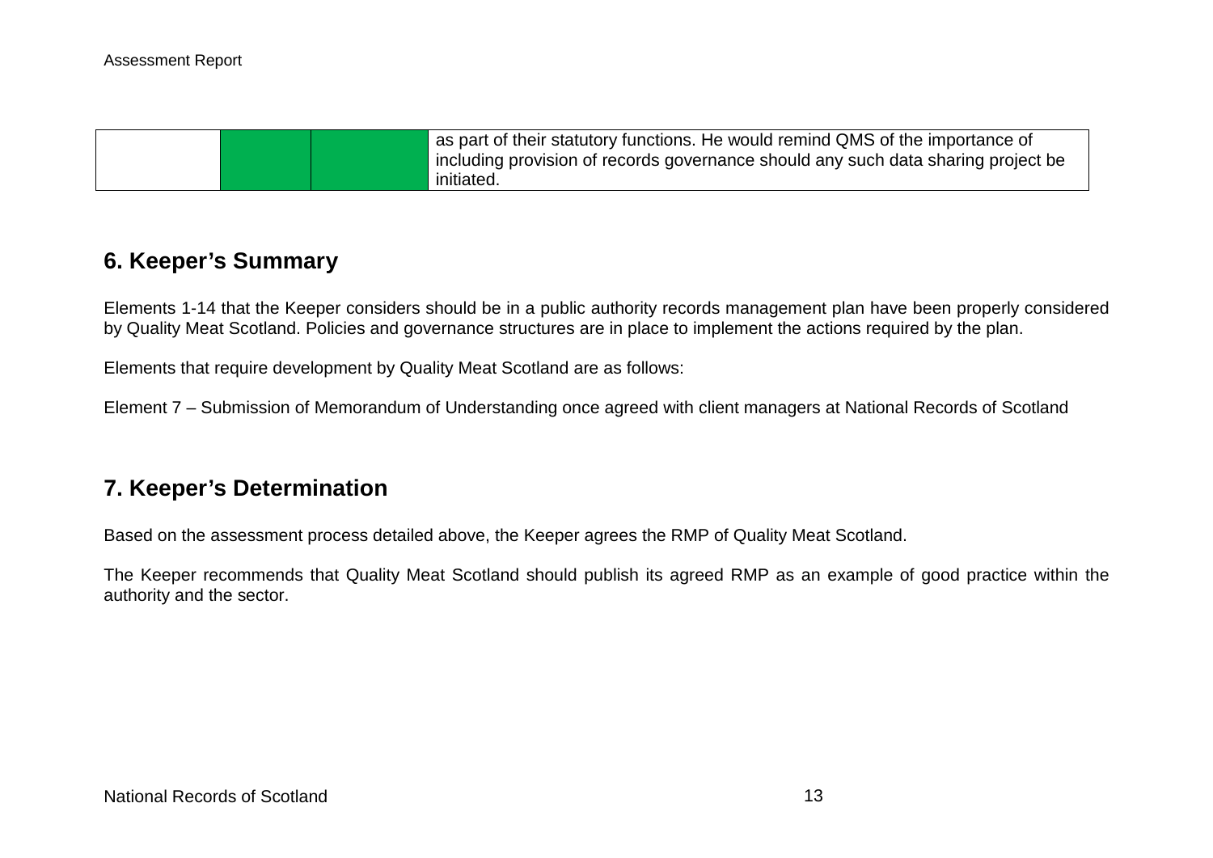| | | | |
|---|---|---|---|
| | | | as part of their statutory functions. He would remind QMS of the importance of including provision of records governance should any such data sharing project be initiated. |

## 6. Keeper's Summary

Elements 1-14 that the Keeper considers should be in a public authority records management plan have been properly considered by Quality Meat Scotland. Policies and governance structures are in place to implement the actions required by the plan.

Elements that require development by Quality Meat Scotland are as follows:

Element 7 – Submission of Memorandum of Understanding once agreed with client managers at National Records of Scotland

## 7. Keeper's Determination

Based on the assessment process detailed above, the Keeper agrees the RMP of Quality Meat Scotland.

The Keeper recommends that Quality Meat Scotland should publish its agreed RMP as an example of good practice within the authority and the sector.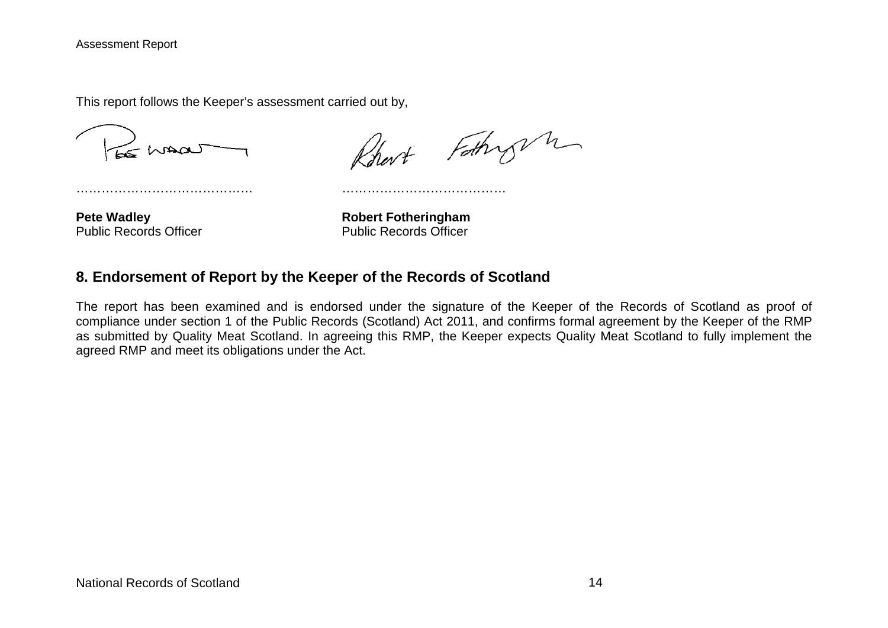This report follows the Keeper's assessment carried out by,

……………………………………  ………………………………… 

**Pete Wadley**
Public Records Officer

**Robert Fotheringham**
Public Records Officer

## 8. Endorsement of Report by the Keeper of the Records of Scotland

The report has been examined and is endorsed under the signature of the Keeper of the Records of Scotland as proof of compliance under section 1 of the Public Records (Scotland) Act 2011, and confirms formal agreement by the Keeper of the RMP as submitted by Quality Meat Scotland. In agreeing this RMP, the Keeper expects Quality Meat Scotland to fully implement the agreed RMP and meet its obligations under the Act.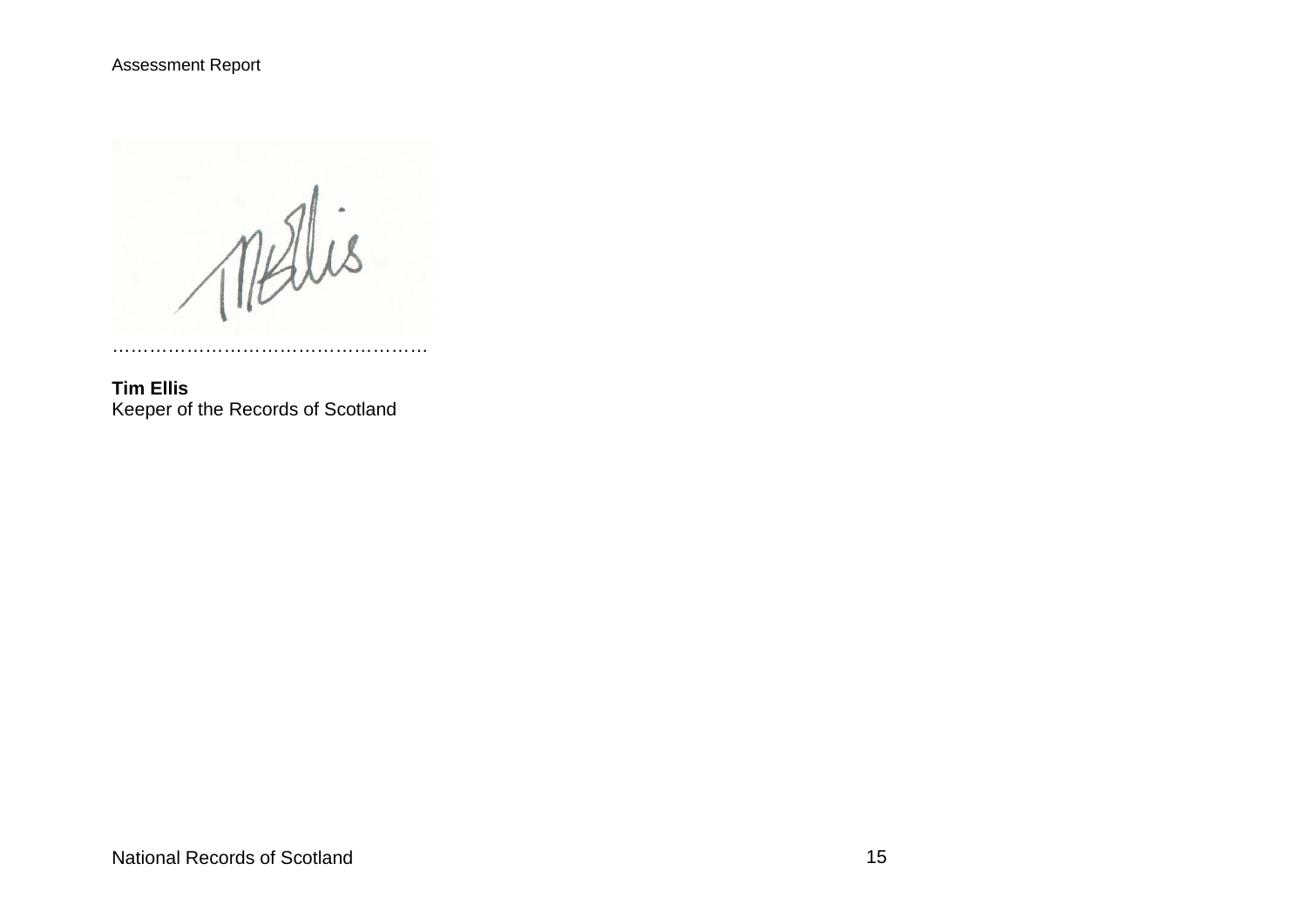…………………………………………

**Tim Ellis**
Keeper of the Records of Scotland